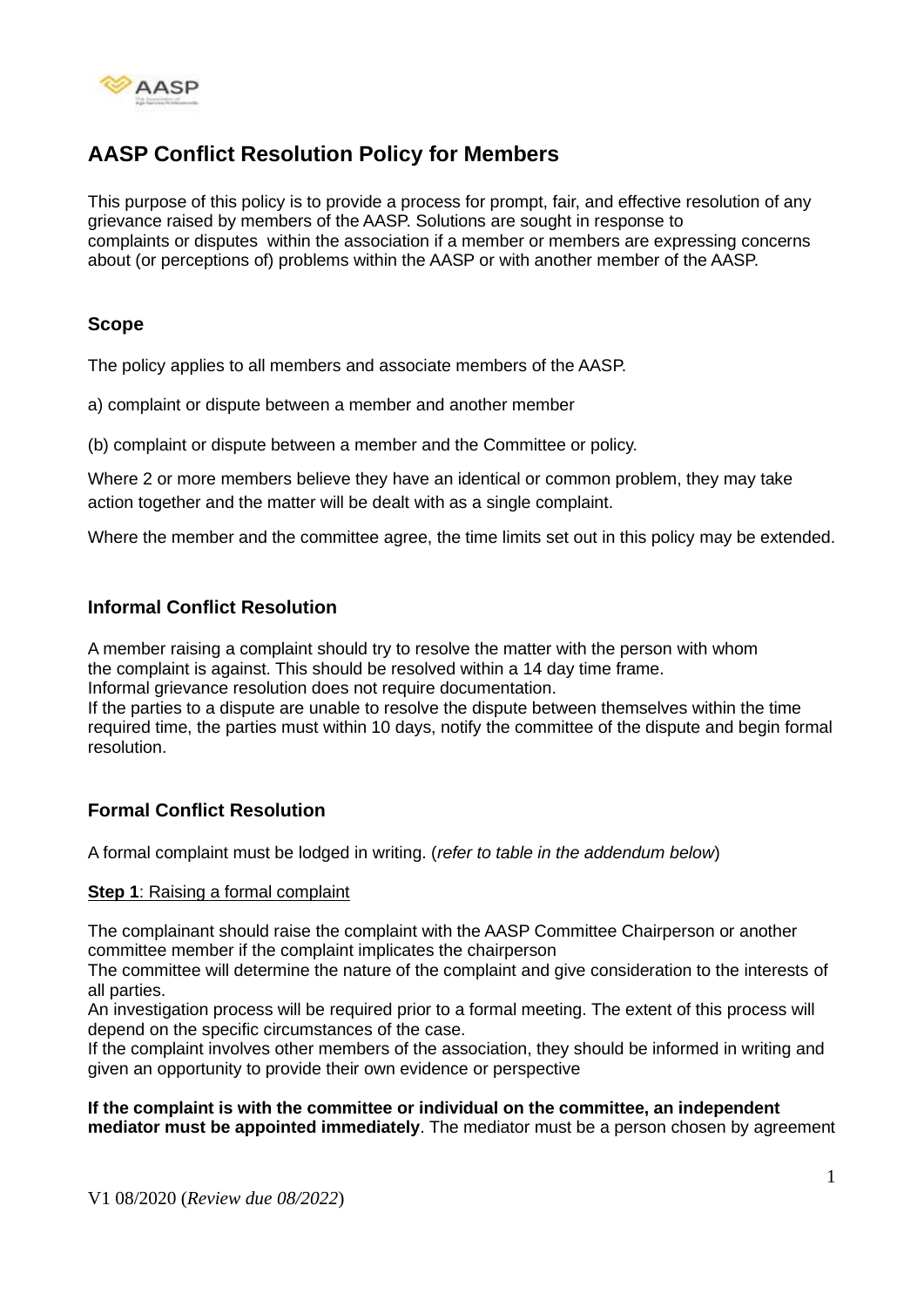# AASP Conflict Resolution Policy for Members

This purpose of this policy is to provide a process for prompt, fair, and effective resolution of any grievance raised by members of the AASP. Solutions are sought in response to complaints or disputes within the association if a member or members are expressing concerns about (or perceptions of) problems within the AASP or with another member of the AASP.

## Scope

The policy applies to all members and associate members of the AASP.

a) complaint or dispute between a member and another member

(b) complaint or dispute between a member and the Committee or policy.

Where 2 or more members believe they have an identical or common problem, they may take action together and the matter will be dealt with as a single complaint.

Where the member and the committee agree, the time limits set out in this policy may be extended.

## Informal Conflict Resolution

A member raising a complaint should try to resolve the matter with the person with whom the complaint is against. This should be resolved within a 14 day time frame.
Informal grievance resolution does not require documentation.
If the parties to a dispute are unable to resolve the dispute between themselves within the time required time, the parties must within 10 days, notify the committee of the dispute and begin formal resolution.

## Formal Conflict Resolution

A formal complaint must be lodged in writing. (*refer to table in the addendum below*)

**Step 1**: Raising a formal complaint

The complainant should raise the complaint with the AASP Committee Chairperson or another committee member if the complaint implicates the chairperson
The committee will determine the nature of the complaint and give consideration to the interests of all parties.
An investigation process will be required prior to a formal meeting. The extent of this process will depend on the specific circumstances of the case.
If the complaint involves other members of the association, they should be informed in writing and given an opportunity to provide their own evidence or perspective

**If the complaint is with the committee or individual on the committee, an independent mediator must be appointed immediately**. The mediator must be a person chosen by agreement

V1 08/2020 (*Review due 08/2022*)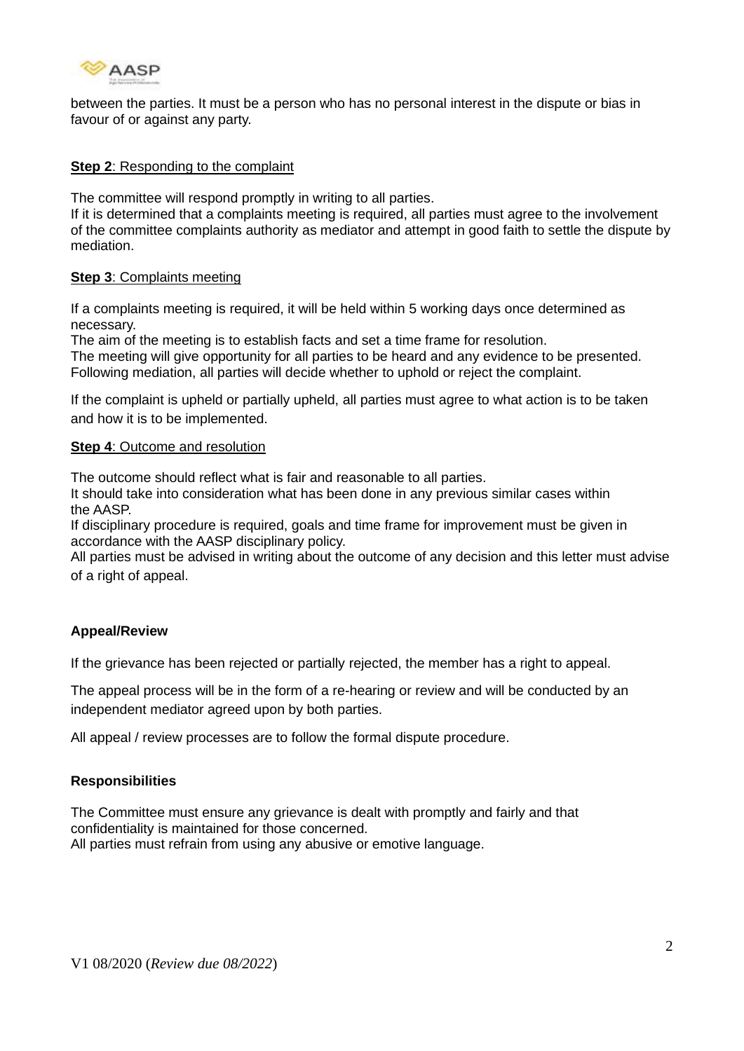between the parties. It must be a person who has no personal interest in the dispute or bias in favour of or against any party.

**Step 2**: Responding to the complaint

The committee will respond promptly in writing to all parties.
If it is determined that a complaints meeting is required, all parties must agree to the involvement of the committee complaints authority as mediator and attempt in good faith to settle the dispute by mediation.

**Step 3**: Complaints meeting

If a complaints meeting is required, it will be held within 5 working days once determined as necessary.
The aim of the meeting is to establish facts and set a time frame for resolution.
The meeting will give opportunity for all parties to be heard and any evidence to be presented.
Following mediation, all parties will decide whether to uphold or reject the complaint.

If the complaint is upheld or partially upheld, all parties must agree to what action is to be taken and how it is to be implemented.

**Step 4**: Outcome and resolution

The outcome should reflect what is fair and reasonable to all parties.
It should take into consideration what has been done in any previous similar cases within the AASP.
If disciplinary procedure is required, goals and time frame for improvement must be given in accordance with the AASP disciplinary policy.
All parties must be advised in writing about the outcome of any decision and this letter must advise of a right of appeal.

**Appeal/Review**

If the grievance has been rejected or partially rejected, the member has a right to appeal.

The appeal process will be in the form of a re-hearing or review and will be conducted by an independent mediator agreed upon by both parties.

All appeal / review processes are to follow the formal dispute procedure.

**Responsibilities**

The Committee must ensure any grievance is dealt with promptly and fairly and that confidentiality is maintained for those concerned.
All parties must refrain from using any abusive or emotive language.

V1 08/2020 (*Review due 08/2022*)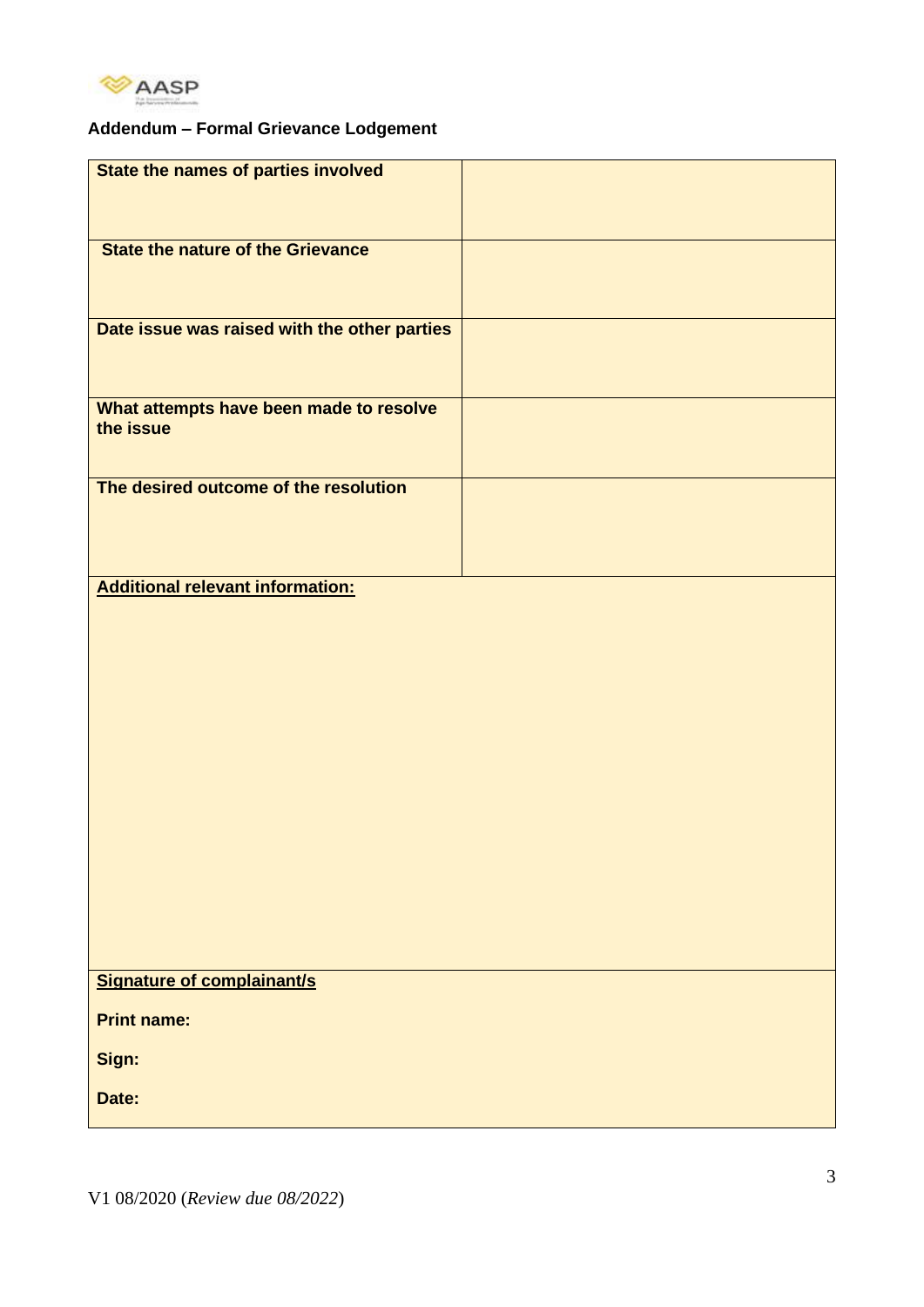## Addendum – Formal Grievance Lodgement

| | |
|---|---|
| **State the names of parties involved** | |
| **State the nature of the Grievance** | |
| **Date issue was raised with the other parties** | |
| **What attempts have been made to resolve the issue** | |
| **The desired outcome of the resolution** | |

**Additional relevant information:**

**Signature of complainant/s**

**Print name:**

**Sign:**

**Date:**

V1 08/2020 (*Review due 08/2022*)